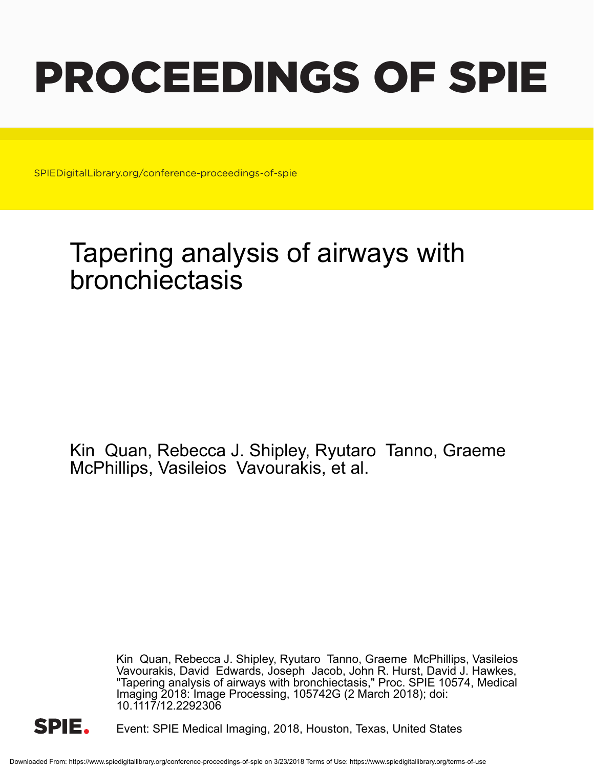# PROCEEDINGS OF SPIE

SPIEDigitalLibrary.org/conference-proceedings-of-spie

# Tapering analysis of airways with bronchiectasis

Kin Quan, Rebecca J. Shipley, Ryutaro Tanno, Graeme McPhillips, Vasileios Vavourakis, et al.

Kin Quan, Rebecca J. Shipley, Ryutaro Tanno, Graeme McPhillips, Vasileios Vavourakis, David Edwards, Joseph Jacob, John R. Hurst, David J. Hawkes, "Tapering analysis of airways with bronchiectasis," Proc. SPIE 10574, Medical Imaging 2018: Image Processing, 105742G (2 March 2018); doi: 10.1117/12.2292306

Event: SPIE Medical Imaging, 2018, Houston, Texas, United States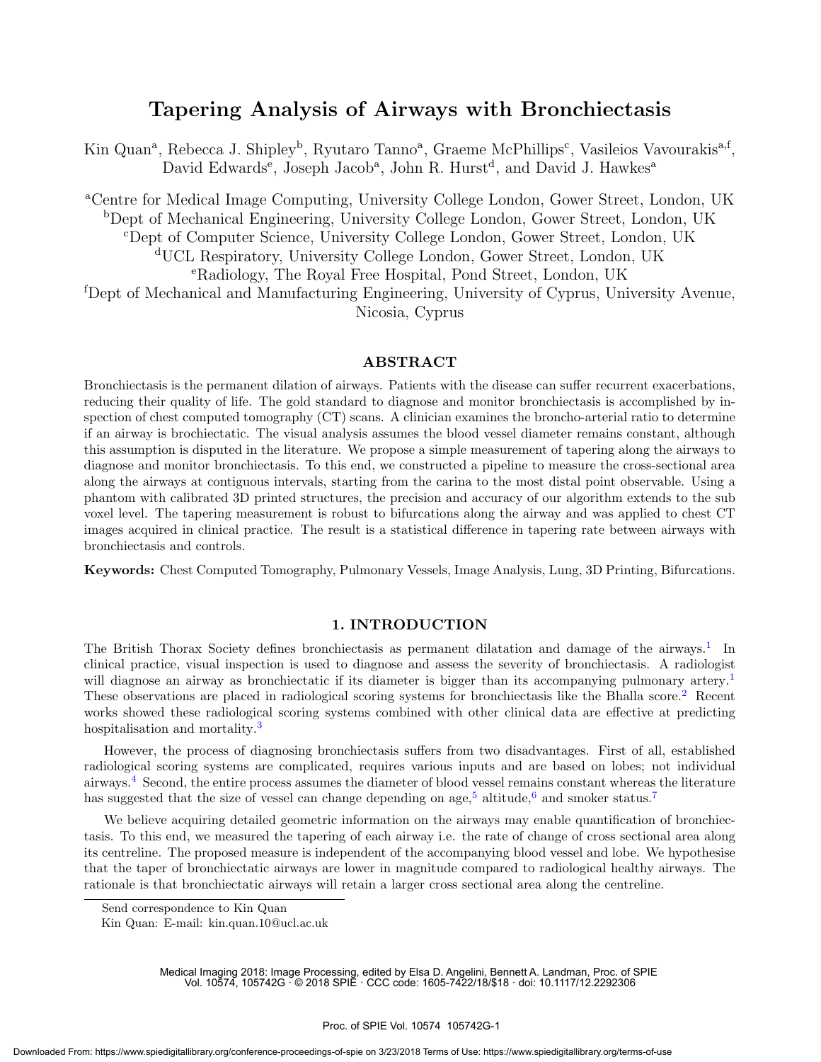# Tapering Analysis of Airways with Bronchiectasis

Kin Quan[a], Rebecca J. Shipley[b], Ryutaro Tanno[a], Graeme McPhillips[c], Vasileios Vavourakis[a,f], David Edwards[e], Joseph Jacob[a], John R. Hurst[d], and David J. Hawkes[a]

[a]Centre for Medical Image Computing, University College London, Gower Street, London, UK
[b]Dept of Mechanical Engineering, University College London, Gower Street, London, UK
[c]Dept of Computer Science, University College London, Gower Street, London, UK
[d]UCL Respiratory, University College London, Gower Street, London, UK
[e]Radiology, The Royal Free Hospital, Pond Street, London, UK
[f]Dept of Mechanical and Manufacturing Engineering, University of Cyprus, University Avenue, Nicosia, Cyprus

## ABSTRACT

Bronchiectasis is the permanent dilation of airways. Patients with the disease can suffer recurrent exacerbations, reducing their quality of life. The gold standard to diagnose and monitor bronchiectasis is accomplished by inspection of chest computed tomography (CT) scans. A clinician examines the broncho-arterial ratio to determine if an airway is brochiectatic. The visual analysis assumes the blood vessel diameter remains constant, although this assumption is disputed in the literature. We propose a simple measurement of tapering along the airways to diagnose and monitor bronchiectasis. To this end, we constructed a pipeline to measure the cross-sectional area along the airways at contiguous intervals, starting from the carina to the most distal point observable. Using a phantom with calibrated 3D printed structures, the precision and accuracy of our algorithm extends to the sub voxel level. The tapering measurement is robust to bifurcations along the airway and was applied to chest CT images acquired in clinical practice. The result is a statistical difference in tapering rate between airways with bronchiectasis and controls.

**Keywords:** Chest Computed Tomography, Pulmonary Vessels, Image Analysis, Lung, 3D Printing, Bifurcations.

## 1. INTRODUCTION

The British Thorax Society defines bronchiectasis as permanent dilatation and damage of the airways.[1] In clinical practice, visual inspection is used to diagnose and assess the severity of bronchiectasis. A radiologist will diagnose an airway as bronchiectatic if its diameter is bigger than its accompanying pulmonary artery.[1] These observations are placed in radiological scoring systems for bronchiectasis like the Bhalla score.[2] Recent works showed these radiological scoring systems combined with other clinical data are effective at predicting hospitalisation and mortality.[3]

However, the process of diagnosing bronchiectasis suffers from two disadvantages. First of all, established radiological scoring systems are complicated, requires various inputs and are based on lobes; not individual airways.[4] Second, the entire process assumes the diameter of blood vessel remains constant whereas the literature has suggested that the size of vessel can change depending on age,[5] altitude,[6] and smoker status.[7]

We believe acquiring detailed geometric information on the airways may enable quantification of bronchiectasis. To this end, we measured the tapering of each airway i.e. the rate of change of cross sectional area along its centreline. The proposed measure is independent of the accompanying blood vessel and lobe. We hypothesise that the taper of bronchiectatic airways are lower in magnitude compared to radiological healthy airways. The rationale is that bronchiectatic airways will retain a larger cross sectional area along the centreline.

Send correspondence to Kin Quan
Kin Quan: E-mail: kin.quan.10@ucl.ac.uk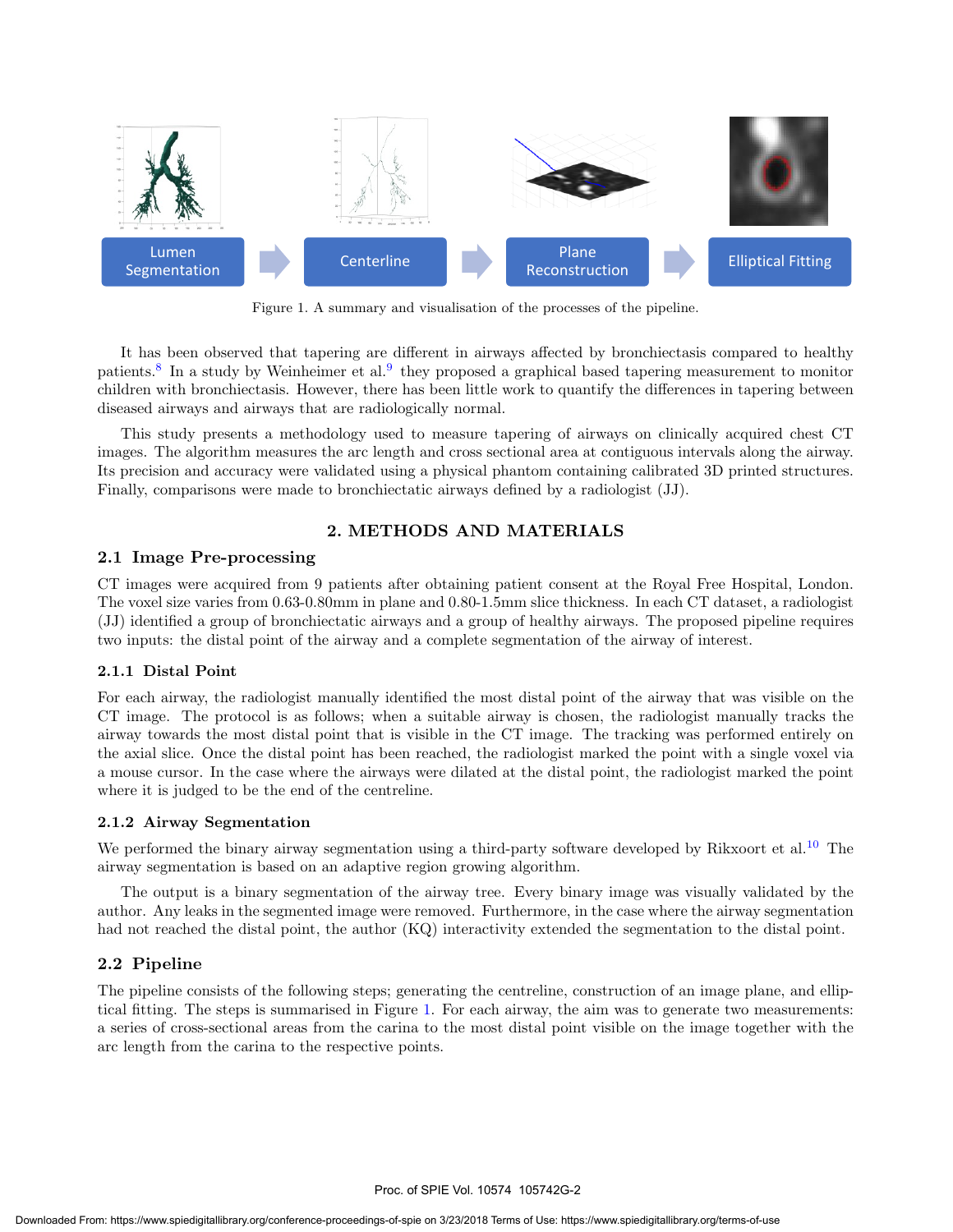Lumen Segmentation → Centerline → Plane Reconstruction → Elliptical Fitting

Figure 1. A summary and visualisation of the processes of the pipeline.

It has been observed that tapering are different in airways affected by bronchiectasis compared to healthy patients.[8] In a study by Weinheimer et al.[9] they proposed a graphical based tapering measurement to monitor children with bronchiectasis. However, there has been little work to quantify the differences in tapering between diseased airways and airways that are radiologically normal.

This study presents a methodology used to measure tapering of airways on clinically acquired chest CT images. The algorithm measures the arc length and cross sectional area at contiguous intervals along the airway. Its precision and accuracy were validated using a physical phantom containing calibrated 3D printed structures. Finally, comparisons were made to bronchiectatic airways defined by a radiologist (JJ).

## 2. METHODS AND MATERIALS

### 2.1 Image Pre-processing

CT images were acquired from 9 patients after obtaining patient consent at the Royal Free Hospital, London. The voxel size varies from 0.63-0.80mm in plane and 0.80-1.5mm slice thickness. In each CT dataset, a radiologist (JJ) identified a group of bronchiectatic airways and a group of healthy airways. The proposed pipeline requires two inputs: the distal point of the airway and a complete segmentation of the airway of interest.

#### 2.1.1 Distal Point

For each airway, the radiologist manually identified the most distal point of the airway that was visible on the CT image. The protocol is as follows; when a suitable airway is chosen, the radiologist manually tracks the airway towards the most distal point that is visible in the CT image. The tracking was performed entirely on the axial slice. Once the distal point has been reached, the radiologist marked the point with a single voxel via a mouse cursor. In the case where the airways were dilated at the distal point, the radiologist marked the point where it is judged to be the end of the centreline.

#### 2.1.2 Airway Segmentation

We performed the binary airway segmentation using a third-party software developed by Rikxoort et al.[10] The airway segmentation is based on an adaptive region growing algorithm.

The output is a binary segmentation of the airway tree. Every binary image was visually validated by the author. Any leaks in the segmented image were removed. Furthermore, in the case where the airway segmentation had not reached the distal point, the author (KQ) interactivity extended the segmentation to the distal point.

### 2.2 Pipeline

The pipeline consists of the following steps; generating the centreline, construction of an image plane, and elliptical fitting. The steps is summarised in Figure 1. For each airway, the aim was to generate two measurements: a series of cross-sectional areas from the carina to the most distal point visible on the image together with the arc length from the carina to the respective points.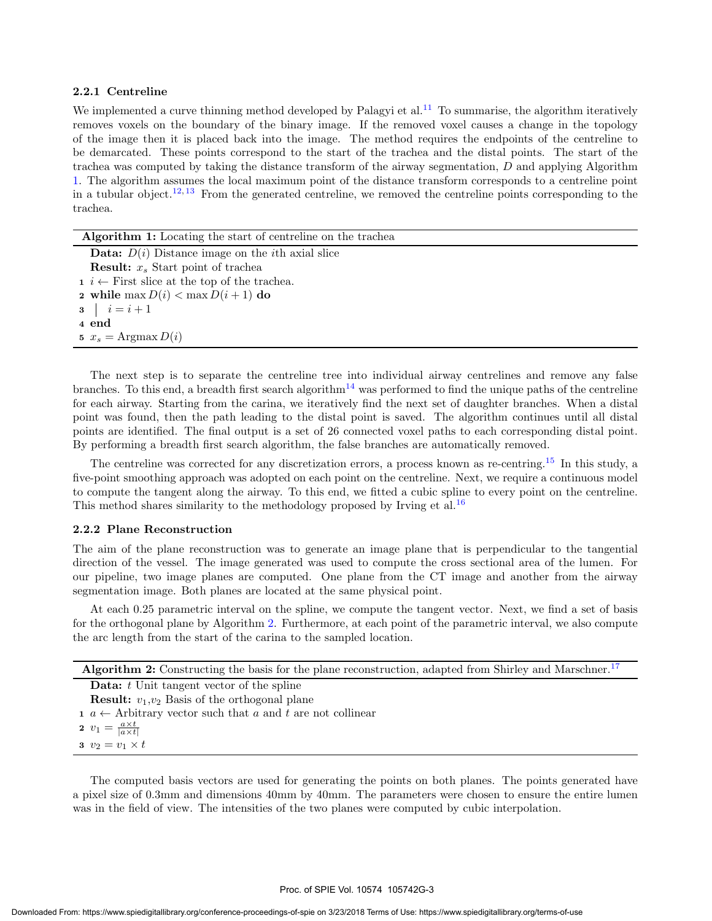#### 2.2.1 Centreline

We implemented a curve thinning method developed by Palagyi et al.[11] To summarise, the algorithm iteratively removes voxels on the boundary of the binary image. If the removed voxel causes a change in the topology of the image then it is placed back into the image. The method requires the endpoints of the centreline to be demarcated. These points correspond to the start of the trachea and the distal points. The start of the trachea was computed by taking the distance transform of the airway segmentation, $D$ and applying Algorithm 1. The algorithm assumes the local maximum point of the distance transform corresponds to a centreline point in a tubular object.[12,13] From the generated centreline, we removed the centreline points corresponding to the trachea.

---

**Algorithm 1:** Locating the start of centreline on the trachea

---

**Data:** $D(i)$ Distance image on the $i$th axial slice
**Result:** $x_s$ Start point of trachea

1. $i \leftarrow$ First slice at the top of the trachea.
2. **while** $\max D(i) < \max D(i+1)$ **do**
3. $\quad i = i + 1$
4. **end**
5. $x_s = \text{Argmax}\, D(i)$

---

The next step is to separate the centreline tree into individual airway centrelines and remove any false branches. To this end, a breadth first search algorithm[14] was performed to find the unique paths of the centreline for each airway. Starting from the carina, we iteratively find the next set of daughter branches. When a distal point was found, then the path leading to the distal point is saved. The algorithm continues until all distal points are identified. The final output is a set of 26 connected voxel paths to each corresponding distal point. By performing a breadth first search algorithm, the false branches are automatically removed.

The centreline was corrected for any discretization errors, a process known as re-centring.[15] In this study, a five-point smoothing approach was adopted on each point on the centreline. Next, we require a continuous model to compute the tangent along the airway. To this end, we fitted a cubic spline to every point on the centreline. This method shares similarity to the methodology proposed by Irving et al.[16]

#### 2.2.2 Plane Reconstruction

The aim of the plane reconstruction was to generate an image plane that is perpendicular to the tangential direction of the vessel. The image generated was used to compute the cross sectional area of the lumen. For our pipeline, two image planes are computed. One plane from the CT image and another from the airway segmentation image. Both planes are located at the same physical point.

At each 0.25 parametric interval on the spline, we compute the tangent vector. Next, we find a set of basis for the orthogonal plane by Algorithm 2. Furthermore, at each point of the parametric interval, we also compute the arc length from the start of the carina to the sampled location.

---

**Algorithm 2:** Constructing the basis for the plane reconstruction, adapted from Shirley and Marschner.[17]

---

**Data:** $t$ Unit tangent vector of the spline
**Result:** $v_1$,$v_2$ Basis of the orthogonal plane

1. $a \leftarrow$ Arbitrary vector such that $a$ and $t$ are not collinear
2. $v_1 = \frac{a \times t}{|a \times t|}$
3. $v_2 = v_1 \times t$

---

The computed basis vectors are used for generating the points on both planes. The points generated have a pixel size of 0.3mm and dimensions 40mm by 40mm. The parameters were chosen to ensure the entire lumen was in the field of view. The intensities of the two planes were computed by cubic interpolation.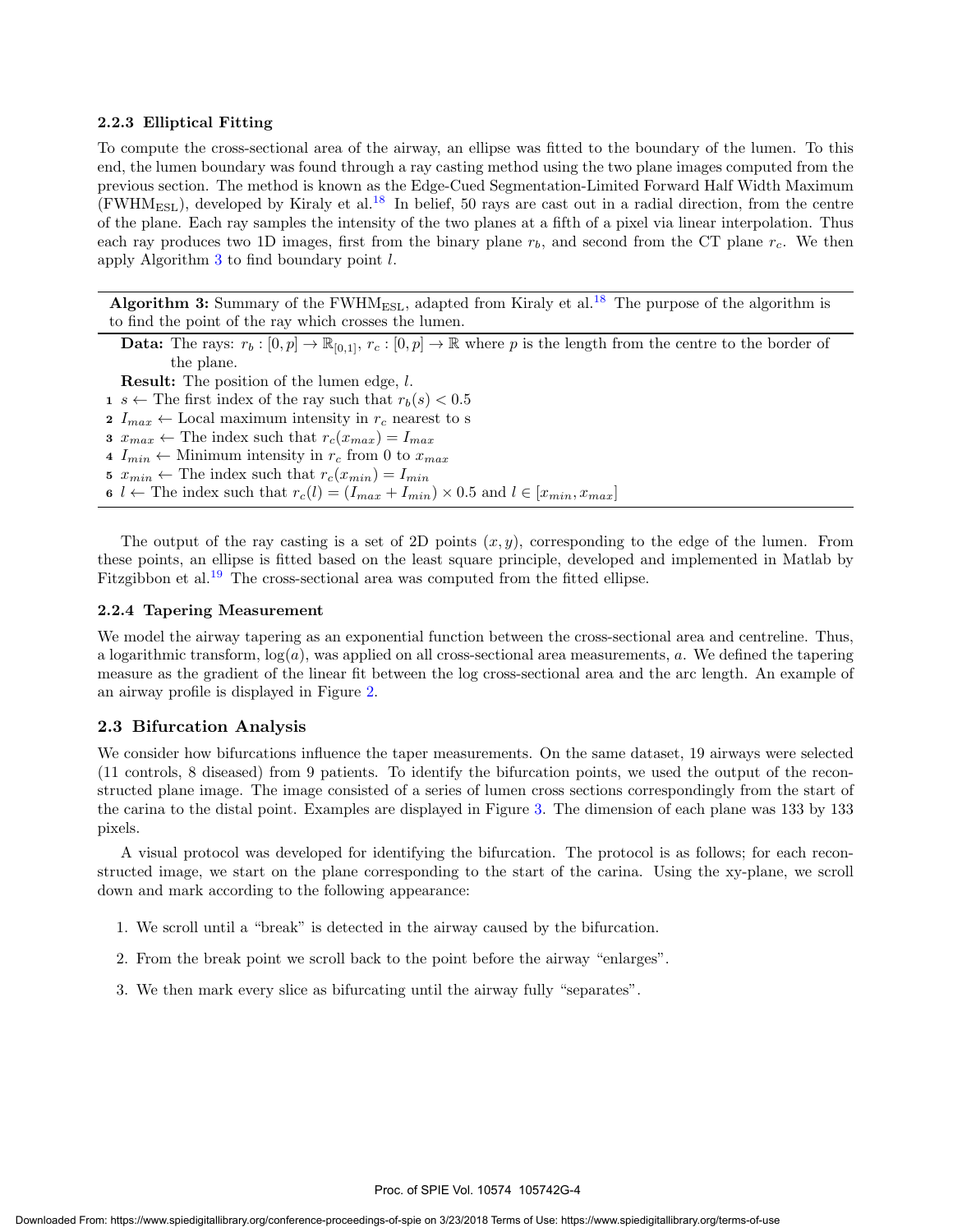#### 2.2.3 Elliptical Fitting

To compute the cross-sectional area of the airway, an ellipse was fitted to the boundary of the lumen. To this end, the lumen boundary was found through a ray casting method using the two plane images computed from the previous section. The method is known as the Edge-Cued Segmentation-Limited Forward Half Width Maximum ($\text{FWHM}_{\text{ESL}}$), developed by Kiraly et al.[18] In belief, 50 rays are cast out in a radial direction, from the centre of the plane. Each ray samples the intensity of the two planes at a fifth of a pixel via linear interpolation. Thus each ray produces two 1D images, first from the binary plane $r_b$, and second from the CT plane $r_c$. We then apply Algorithm 3 to find boundary point $l$.

---

**Algorithm 3:** Summary of the $\text{FWHM}_{\text{ESL}}$, adapted from Kiraly et al.[18] The purpose of the algorithm is to find the point of the ray which crosses the lumen.

---

**Data:** The rays: $r_b : [0, p] \rightarrow \mathbb{R}_{[0,1]}$, $r_c : [0, p] \rightarrow \mathbb{R}$ where $p$ is the length from the centre to the border of the plane.

**Result:** The position of the lumen edge, $l$.

1. $s \leftarrow$ The first index of the ray such that $r_b(s) < 0.5$
2. $I_{max} \leftarrow$ Local maximum intensity in $r_c$ nearest to s
3. $x_{max} \leftarrow$ The index such that $r_c(x_{max}) = I_{max}$
4. $I_{min} \leftarrow$ Minimum intensity in $r_c$ from 0 to $x_{max}$
5. $x_{min} \leftarrow$ The index such that $r_c(x_{min}) = I_{min}$
6. $l \leftarrow$ The index such that $r_c(l) = (I_{max} + I_{min}) \times 0.5$ and $l \in [x_{min}, x_{max}]$

---

The output of the ray casting is a set of 2D points $(x, y)$, corresponding to the edge of the lumen. From these points, an ellipse is fitted based on the least square principle, developed and implemented in Matlab by Fitzgibbon et al.[19] The cross-sectional area was computed from the fitted ellipse.

#### 2.2.4 Tapering Measurement

We model the airway tapering as an exponential function between the cross-sectional area and centreline. Thus, a logarithmic transform, $\log(a)$, was applied on all cross-sectional area measurements, $a$. We defined the tapering measure as the gradient of the linear fit between the log cross-sectional area and the arc length. An example of an airway profile is displayed in Figure 2.

### 2.3 Bifurcation Analysis

We consider how bifurcations influence the taper measurements. On the same dataset, 19 airways were selected (11 controls, 8 diseased) from 9 patients. To identify the bifurcation points, we used the output of the reconstructed plane image. The image consisted of a series of lumen cross sections correspondingly from the start of the carina to the distal point. Examples are displayed in Figure 3. The dimension of each plane was 133 by 133 pixels.

A visual protocol was developed for identifying the bifurcation. The protocol is as follows; for each reconstructed image, we start on the plane corresponding to the start of the carina. Using the xy-plane, we scroll down and mark according to the following appearance:

1. We scroll until a "break" is detected in the airway caused by the bifurcation.
2. From the break point we scroll back to the point before the airway "enlarges".
3. We then mark every slice as bifurcating until the airway fully "separates".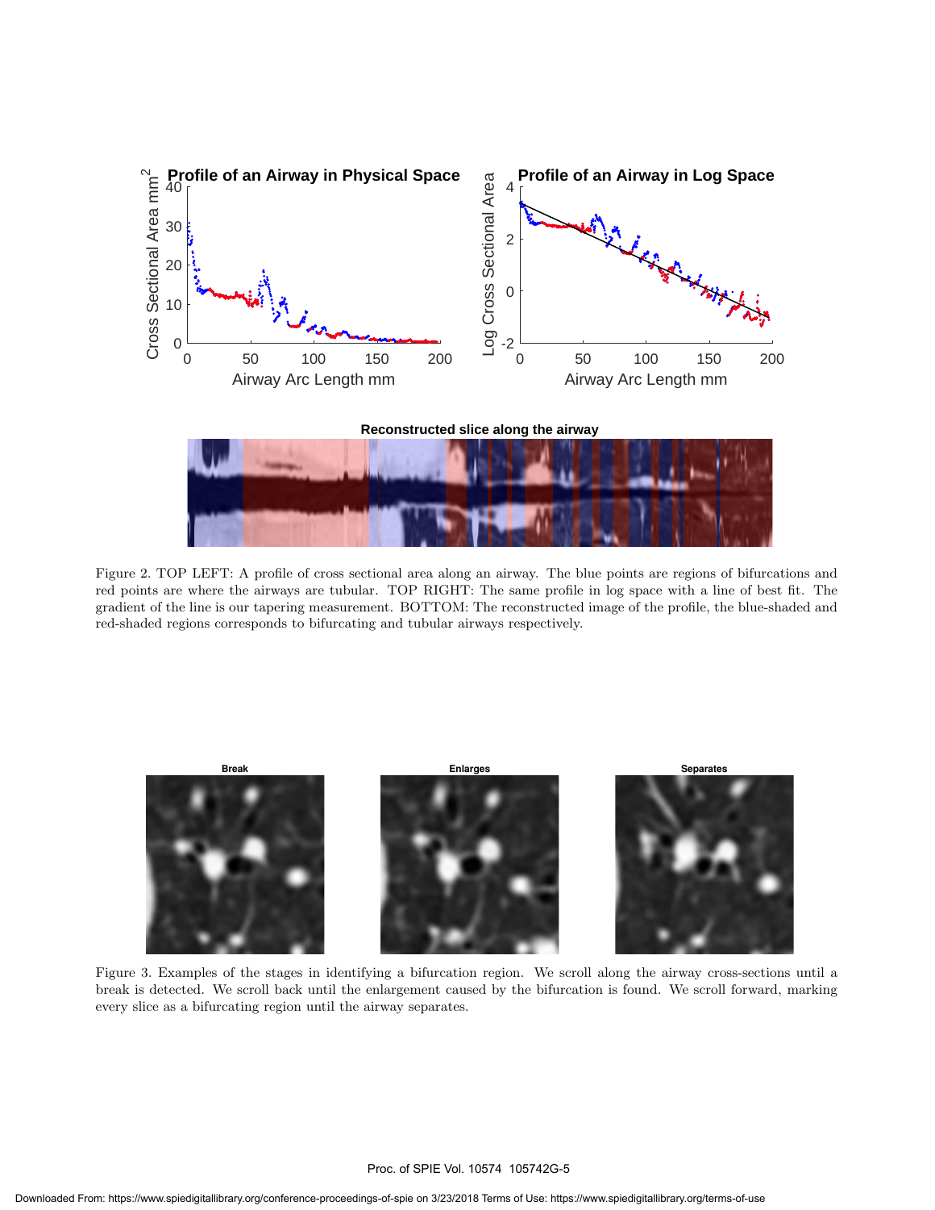Figure 2. TOP LEFT: A profile of cross sectional area along an airway. The blue points are regions of bifurcations and red points are where the airways are tubular. TOP RIGHT: The same profile in log space with a line of best fit. The gradient of the line is our tapering measurement. BOTTOM: The reconstructed image of the profile, the blue-shaded and red-shaded regions corresponds to bifurcating and tubular airways respectively.

Figure 3. Examples of the stages in identifying a bifurcation region. We scroll along the airway cross-sections until a break is detected. We scroll back until the enlargement caused by the bifurcation is found. We scroll forward, marking every slice as a bifurcating region until the airway separates.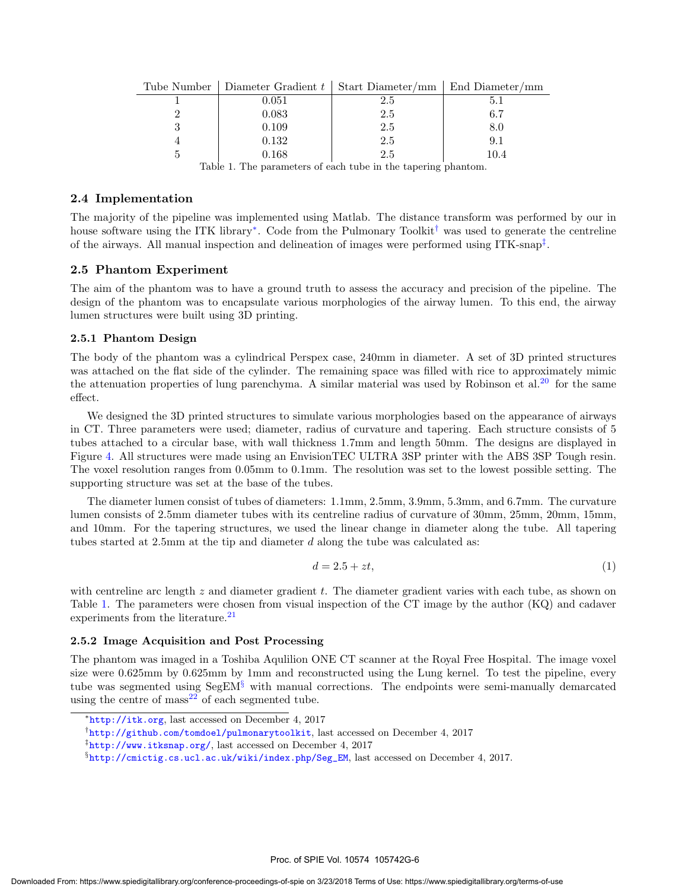| Tube Number | Diameter Gradient $t$ | Start Diameter/mm | End Diameter/mm |
|---|---|---|---|
| 1 | 0.051 | 2.5 | 5.1 |
| 2 | 0.083 | 2.5 | 6.7 |
| 3 | 0.109 | 2.5 | 8.0 |
| 4 | 0.132 | 2.5 | 9.1 |
| 5 | 0.168 | 2.5 | 10.4 |

Table 1. The parameters of each tube in the tapering phantom.

### 2.4 Implementation

The majority of the pipeline was implemented using Matlab. The distance transform was performed by our in house software using the ITK library[*]. Code from the Pulmonary Toolkit[†] was used to generate the centreline of the airways. All manual inspection and delineation of images were performed using ITK-snap[‡].

### 2.5 Phantom Experiment

The aim of the phantom was to have a ground truth to assess the accuracy and precision of the pipeline. The design of the phantom was to encapsulate various morphologies of the airway lumen. To this end, the airway lumen structures were built using 3D printing.

#### 2.5.1 Phantom Design

The body of the phantom was a cylindrical Perspex case, 240mm in diameter. A set of 3D printed structures was attached on the flat side of the cylinder. The remaining space was filled with rice to approximately mimic the attenuation properties of lung parenchyma. A similar material was used by Robinson et al.[20] for the same effect.

We designed the 3D printed structures to simulate various morphologies based on the appearance of airways in CT. Three parameters were used; diameter, radius of curvature and tapering. Each structure consists of 5 tubes attached to a circular base, with wall thickness 1.7mm and length 50mm. The designs are displayed in Figure 4. All structures were made using an EnvisionTEC ULTRA 3SP printer with the ABS 3SP Tough resin. The voxel resolution ranges from 0.05mm to 0.1mm. The resolution was set to the lowest possible setting. The supporting structure was set at the base of the tubes.

The diameter lumen consist of tubes of diameters: 1.1mm, 2.5mm, 3.9mm, 5.3mm, and 6.7mm. The curvature lumen consists of 2.5mm diameter tubes with its centreline radius of curvature of 30mm, 25mm, 20mm, 15mm, and 10mm. For the tapering structures, we used the linear change in diameter along the tube. All tapering tubes started at 2.5mm at the tip and diameter $d$ along the tube was calculated as:

$$d = 2.5 + zt, \tag{1}$$

with centreline arc length $z$ and diameter gradient $t$. The diameter gradient varies with each tube, as shown on Table 1. The parameters were chosen from visual inspection of the CT image by the author (KQ) and cadaver experiments from the literature.[21]

#### 2.5.2 Image Acquisition and Post Processing

The phantom was imaged in a Toshiba Aqulilion ONE CT scanner at the Royal Free Hospital. The image voxel size were 0.625mm by 0.625mm by 1mm and reconstructed using the Lung kernel. To test the pipeline, every tube was segmented using SegEM[§] with manual corrections. The endpoints were semi-manually demarcated using the centre of mass[22] of each segmented tube.

[*] http://itk.org, last accessed on December 4, 2017

[†] http://github.com/tomdoel/pulmonarytoolkit, last accessed on December 4, 2017

[‡] http://www.itksnap.org/, last accessed on December 4, 2017

[§] http://cmictig.cs.ucl.ac.uk/wiki/index.php/Seg_EM, last accessed on December 4, 2017.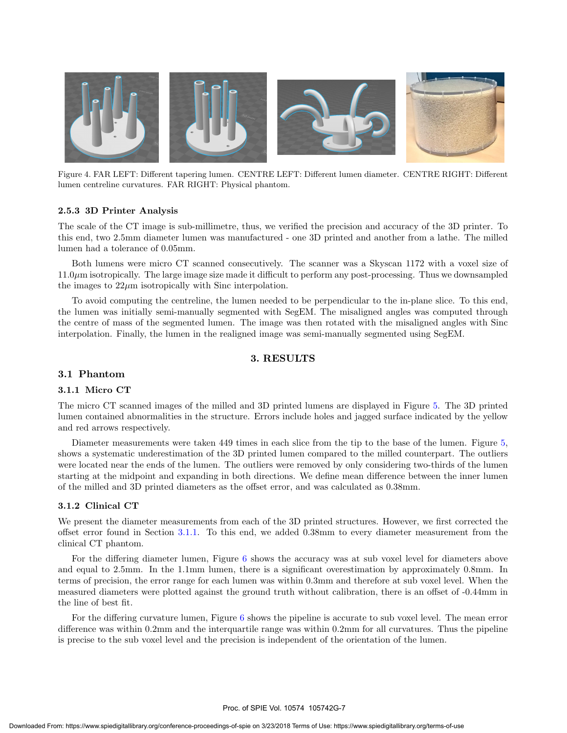Figure 4. FAR LEFT: Different tapering lumen. CENTRE LEFT: Different lumen diameter. CENTRE RIGHT: Different lumen centreline curvatures. FAR RIGHT: Physical phantom.

#### 2.5.3 3D Printer Analysis

The scale of the CT image is sub-millimetre, thus, we verified the precision and accuracy of the 3D printer. To this end, two 2.5mm diameter lumen was manufactured - one 3D printed and another from a lathe. The milled lumen had a tolerance of 0.05mm.

Both lumens were micro CT scanned consecutively. The scanner was a Skyscan 1172 with a voxel size of 11.0$\mu$m isotropically. The large image size made it difficult to perform any post-processing. Thus we downsampled the images to 22$\mu$m isotropically with Sinc interpolation.

To avoid computing the centreline, the lumen needed to be perpendicular to the in-plane slice. To this end, the lumen was initially semi-manually segmented with SegEM. The misaligned angles was computed through the centre of mass of the segmented lumen. The image was then rotated with the misaligned angles with Sinc interpolation. Finally, the lumen in the realigned image was semi-manually segmented using SegEM.

## 3. RESULTS

### 3.1 Phantom

#### 3.1.1 Micro CT

The micro CT scanned images of the milled and 3D printed lumens are displayed in Figure 5. The 3D printed lumen contained abnormalities in the structure. Errors include holes and jagged surface indicated by the yellow and red arrows respectively.

Diameter measurements were taken 449 times in each slice from the tip to the base of the lumen. Figure 5, shows a systematic underestimation of the 3D printed lumen compared to the milled counterpart. The outliers were located near the ends of the lumen. The outliers were removed by only considering two-thirds of the lumen starting at the midpoint and expanding in both directions. We define mean difference between the inner lumen of the milled and 3D printed diameters as the offset error, and was calculated as 0.38mm.

#### 3.1.2 Clinical CT

We present the diameter measurements from each of the 3D printed structures. However, we first corrected the offset error found in Section 3.1.1. To this end, we added 0.38mm to every diameter measurement from the clinical CT phantom.

For the differing diameter lumen, Figure 6 shows the accuracy was at sub voxel level for diameters above and equal to 2.5mm. In the 1.1mm lumen, there is a significant overestimation by approximately 0.8mm. In terms of precision, the error range for each lumen was within 0.3mm and therefore at sub voxel level. When the measured diameters were plotted against the ground truth without calibration, there is an offset of -0.44mm in the line of best fit.

For the differing curvature lumen, Figure 6 shows the pipeline is accurate to sub voxel level. The mean error difference was within 0.2mm and the interquartile range was within 0.2mm for all curvatures. Thus the pipeline is precise to the sub voxel level and the precision is independent of the orientation of the lumen.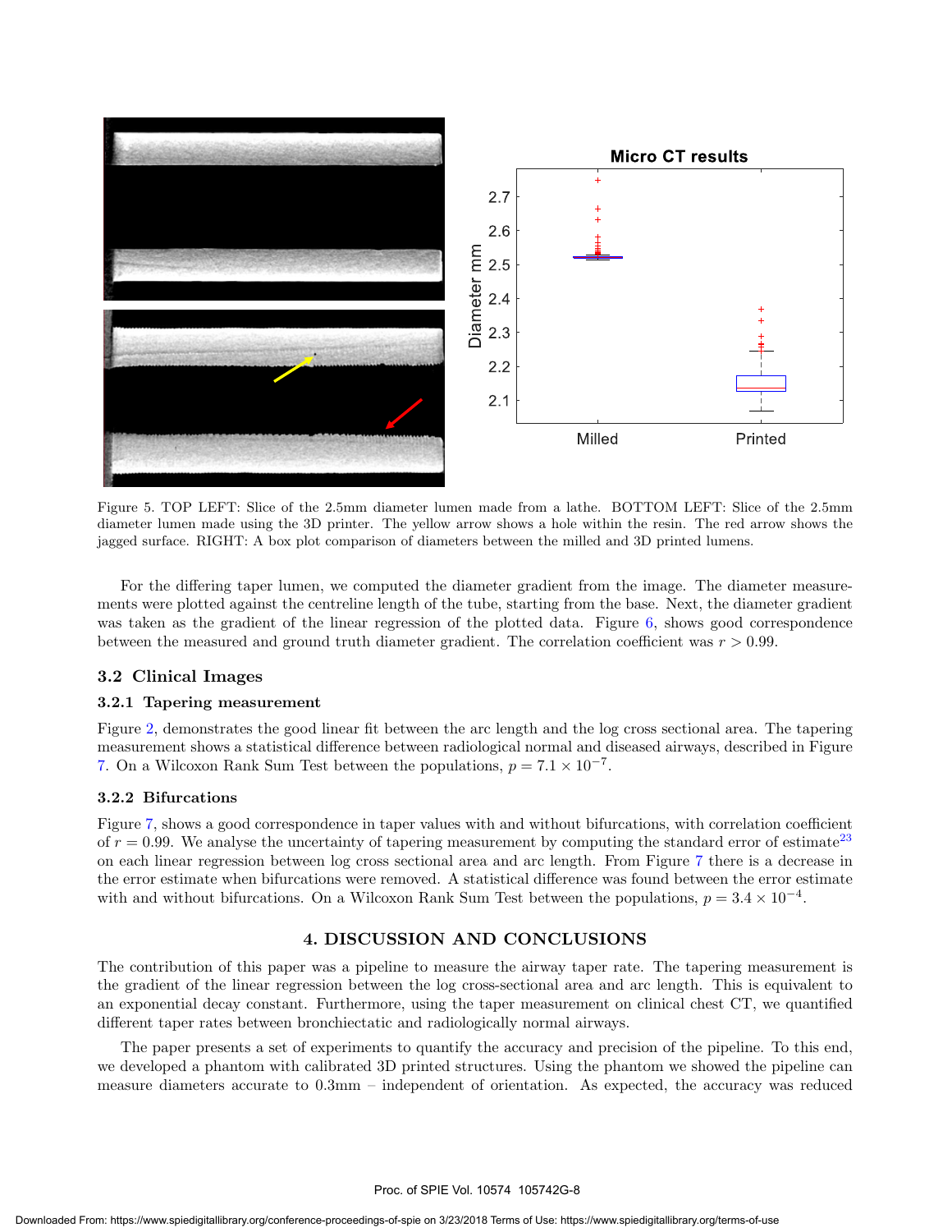Figure 5. TOP LEFT: Slice of the 2.5mm diameter lumen made from a lathe. BOTTOM LEFT: Slice of the 2.5mm diameter lumen made using the 3D printer. The yellow arrow shows a hole within the resin. The red arrow shows the jagged surface. RIGHT: A box plot comparison of diameters between the milled and 3D printed lumens.

For the differing taper lumen, we computed the diameter gradient from the image. The diameter measurements were plotted against the centreline length of the tube, starting from the base. Next, the diameter gradient was taken as the gradient of the linear regression of the plotted data. Figure 6, shows good correspondence between the measured and ground truth diameter gradient. The correlation coefficient was $r > 0.99$.

### 3.2 Clinical Images

#### 3.2.1 Tapering measurement

Figure 2, demonstrates the good linear fit between the arc length and the log cross sectional area. The tapering measurement shows a statistical difference between radiological normal and diseased airways, described in Figure 7. On a Wilcoxon Rank Sum Test between the populations, $p = 7.1 \times 10^{-7}$.

#### 3.2.2 Bifurcations

Figure 7, shows a good correspondence in taper values with and without bifurcations, with correlation coefficient of $r = 0.99$. We analyse the uncertainty of tapering measurement by computing the standard error of estimate[23] on each linear regression between log cross sectional area and arc length. From Figure 7 there is a decrease in the error estimate when bifurcations were removed. A statistical difference was found between the error estimate with and without bifurcations. On a Wilcoxon Rank Sum Test between the populations, $p = 3.4 \times 10^{-4}$.

## 4. DISCUSSION AND CONCLUSIONS

The contribution of this paper was a pipeline to measure the airway taper rate. The tapering measurement is the gradient of the linear regression between the log cross-sectional area and arc length. This is equivalent to an exponential decay constant. Furthermore, using the taper measurement on clinical chest CT, we quantified different taper rates between bronchiectatic and radiologically normal airways.

The paper presents a set of experiments to quantify the accuracy and precision of the pipeline. To this end, we developed a phantom with calibrated 3D printed structures. Using the phantom we showed the pipeline can measure diameters accurate to 0.3mm – independent of orientation. As expected, the accuracy was reduced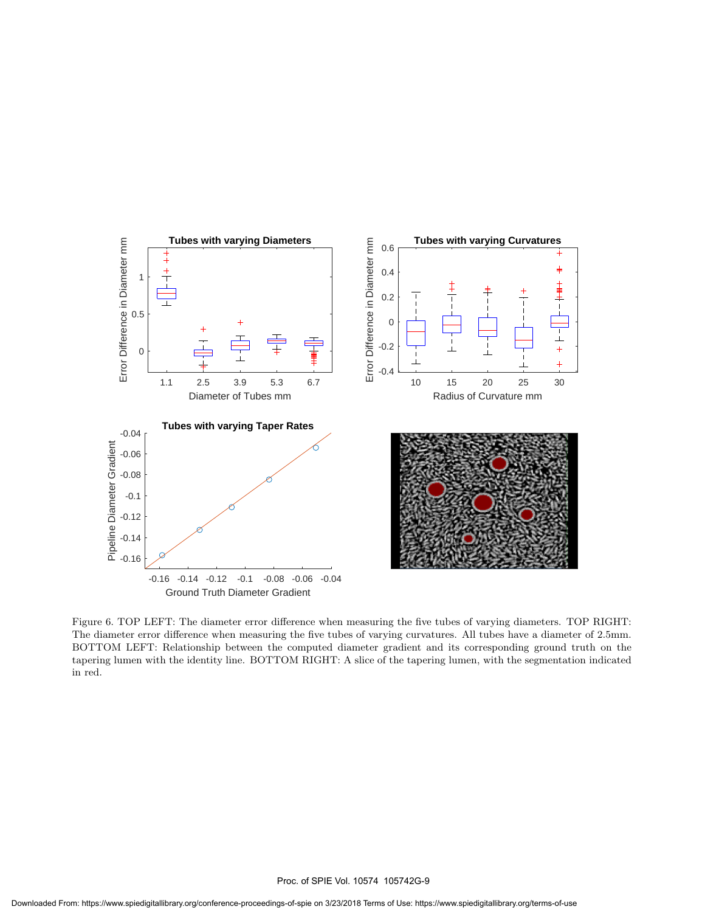Figure 6. TOP LEFT: The diameter error difference when measuring the five tubes of varying diameters. TOP RIGHT: The diameter error difference when measuring the five tubes of varying curvatures. All tubes have a diameter of 2.5mm. BOTTOM LEFT: Relationship between the computed diameter gradient and its corresponding ground truth on the tapering lumen with the identity line. BOTTOM RIGHT: A slice of the tapering lumen, with the segmentation indicated in red.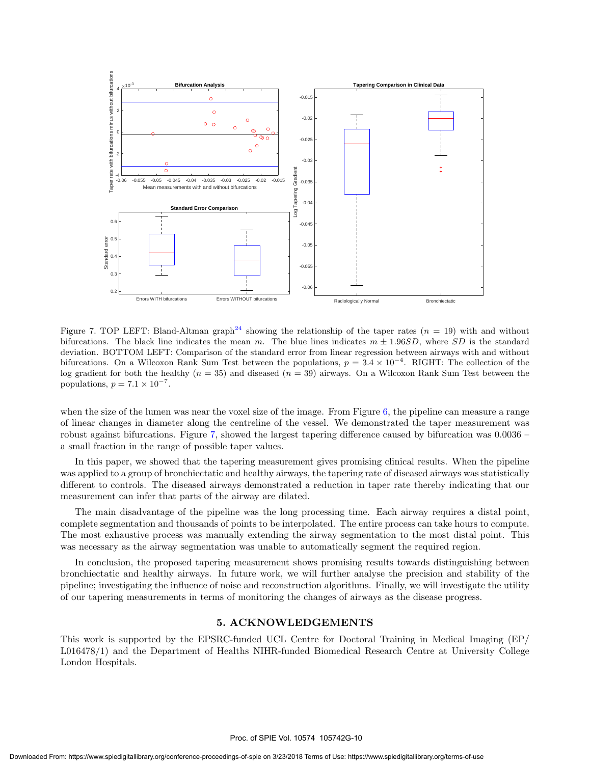Figure 7. TOP LEFT: Bland-Altman graph[24] showing the relationship of the taper rates ($n = 19$) with and without bifurcations. The black line indicates the mean $m$. The blue lines indicates $m \pm 1.96SD$, where $SD$ is the standard deviation. BOTTOM LEFT: Comparison of the standard error from linear regression between airways with and without bifurcations. On a Wilcoxon Rank Sum Test between the populations, $p = 3.4 \times 10^{-4}$. RIGHT: The collection of the log gradient for both the healthy ($n = 35$) and diseased ($n = 39$) airways. On a Wilcoxon Rank Sum Test between the populations, $p = 7.1 \times 10^{-7}$.

when the size of the lumen was near the voxel size of the image. From Figure 6, the pipeline can measure a range of linear changes in diameter along the centreline of the vessel. We demonstrated the taper measurement was robust against bifurcations. Figure 7, showed the largest tapering difference caused by bifurcation was 0.0036 – a small fraction in the range of possible taper values.

In this paper, we showed that the tapering measurement gives promising clinical results. When the pipeline was applied to a group of bronchiectatic and healthy airways, the tapering rate of diseased airways was statistically different to controls. The diseased airways demonstrated a reduction in taper rate thereby indicating that our measurement can infer that parts of the airway are dilated.

The main disadvantage of the pipeline was the long processing time. Each airway requires a distal point, complete segmentation and thousands of points to be interpolated. The entire process can take hours to compute. The most exhaustive process was manually extending the airway segmentation to the most distal point. This was necessary as the airway segmentation was unable to automatically segment the required region.

In conclusion, the proposed tapering measurement shows promising results towards distinguishing between bronchiectatic and healthy airways. In future work, we will further analyse the precision and stability of the pipeline; investigating the influence of noise and reconstruction algorithms. Finally, we will investigate the utility of our tapering measurements in terms of monitoring the changes of airways as the disease progress.

## 5. ACKNOWLEDGEMENTS

This work is supported by the EPSRC-funded UCL Centre for Doctoral Training in Medical Imaging (EP/L016478/1) and the Department of Healths NIHR-funded Biomedical Research Centre at University College London Hospitals.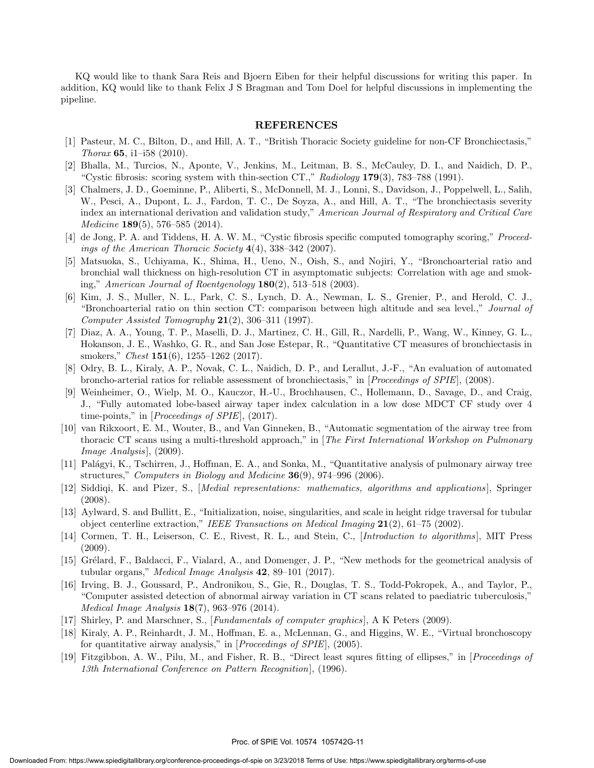KQ would like to thank Sara Reis and Bjoern Eiben for their helpful discussions for writing this paper. In addition, KQ would like to thank Felix J S Bragman and Tom Doel for helpful discussions in implementing the pipeline.

## REFERENCES

[1] Pasteur, M. C., Bilton, D., and Hill, A. T., "British Thoracic Society guideline for non-CF Bronchiectasis," *Thorax* **65**, i1–i58 (2010).

[2] Bhalla, M., Turcios, N., Aponte, V., Jenkins, M., Leitman, B. S., McCauley, D. I., and Naidich, D. P., "Cystic fibrosis: scoring system with thin-section CT.," *Radiology* **179**(3), 783–788 (1991).

[3] Chalmers, J. D., Goeminne, P., Aliberti, S., McDonnell, M. J., Lonni, S., Davidson, J., Poppelwell, L., Salih, W., Pesci, A., Dupont, L. J., Fardon, T. C., De Soyza, A., and Hill, A. T., "The bronchiectasis severity index an international derivation and validation study," *American Journal of Respiratory and Critical Care Medicine* **189**(5), 576–585 (2014).

[4] de Jong, P. A. and Tiddens, H. A. W. M., "Cystic fibrosis specific computed tomography scoring," *Proceedings of the American Thoracic Society* **4**(4), 338–342 (2007).

[5] Matsuoka, S., Uchiyama, K., Shima, H., Ueno, N., Oish, S., and Nojiri, Y., "Bronchoarterial ratio and bronchial wall thickness on high-resolution CT in asymptomatic subjects: Correlation with age and smoking," *American Journal of Roentgenology* **180**(2), 513–518 (2003).

[6] Kim, J. S., Muller, N. L., Park, C. S., Lynch, D. A., Newman, L. S., Grenier, P., and Herold, C. J., "Bronchoarterial ratio on thin section CT: comparison between high altitude and sea level.," *Journal of Computer Assisted Tomography* **21**(2), 306–311 (1997).

[7] Diaz, A. A., Young, T. P., Maselli, D. J., Martinez, C. H., Gill, R., Nardelli, P., Wang, W., Kinney, G. L., Hokanson, J. E., Washko, G. R., and San Jose Estepar, R., "Quantitative CT measures of bronchiectasis in smokers," *Chest* **151**(6), 1255–1262 (2017).

[8] Odry, B. L., Kiraly, A. P., Novak, C. L., Naidich, D. P., and Lerallut, J.-F., "An evaluation of automated broncho-arterial ratios for reliable assessment of bronchiectasis," in [*Proceedings of SPIE*], (2008).

[9] Weinheimer, O., Wielp, M. O., Kauczor, H.-U., Brochhausen, C., Hollemann, D., Savage, D., and Craig, J., "Fully automated lobe-based airway taper index calculation in a low dose MDCT CF study over 4 time-points," in [*Proceedings of SPIE*], (2017).

[10] van Rikxoort, E. M., Wouter, B., and Van Ginneken, B., "Automatic segmentation of the airway tree from thoracic CT scans using a multi-threshold approach," in [*The First International Workshop on Pulmonary Image Analysis*], (2009).

[11] Palágyi, K., Tschirren, J., Hoffman, E. A., and Sonka, M., "Quantitative analysis of pulmonary airway tree structures," *Computers in Biology and Medicine* **36**(9), 974–996 (2006).

[12] Siddiqi, K. and Pizer, S., [*Medial representations: mathematics, algorithms and applications*], Springer (2008).

[13] Aylward, S. and Bullitt, E., "Initialization, noise, singularities, and scale in height ridge traversal for tubular object centerline extraction," *IEEE Transactions on Medical Imaging* **21**(2), 61–75 (2002).

[14] Cormen, T. H., Leiserson, C. E., Rivest, R. L., and Stein, C., [*Introduction to algorithms*], MIT Press (2009).

[15] Grélard, F., Baldacci, F., Vialard, A., and Domenger, J. P., "New methods for the geometrical analysis of tubular organs," *Medical Image Analysis* **42**, 89–101 (2017).

[16] Irving, B. J., Goussard, P., Andronikou, S., Gie, R., Douglas, T. S., Todd-Pokropek, A., and Taylor, P., "Computer assisted detection of abnormal airway variation in CT scans related to paediatric tuberculosis," *Medical Image Analysis* **18**(7), 963–976 (2014).

[17] Shirley, P. and Marschner, S., [*Fundamentals of computer graphics*], A K Peters (2009).

[18] Kiraly, A. P., Reinhardt, J. M., Hoffman, E. a., McLennan, G., and Higgins, W. E., "Virtual bronchoscopy for quantitative airway analysis," in [*Proceedings of SPIE*], (2005).

[19] Fitzgibbon, A. W., Pilu, M., and Fisher, R. B., "Direct least squres fitting of ellipses," in [*Proceedings of 13th International Conference on Pattern Recognition*], (1996).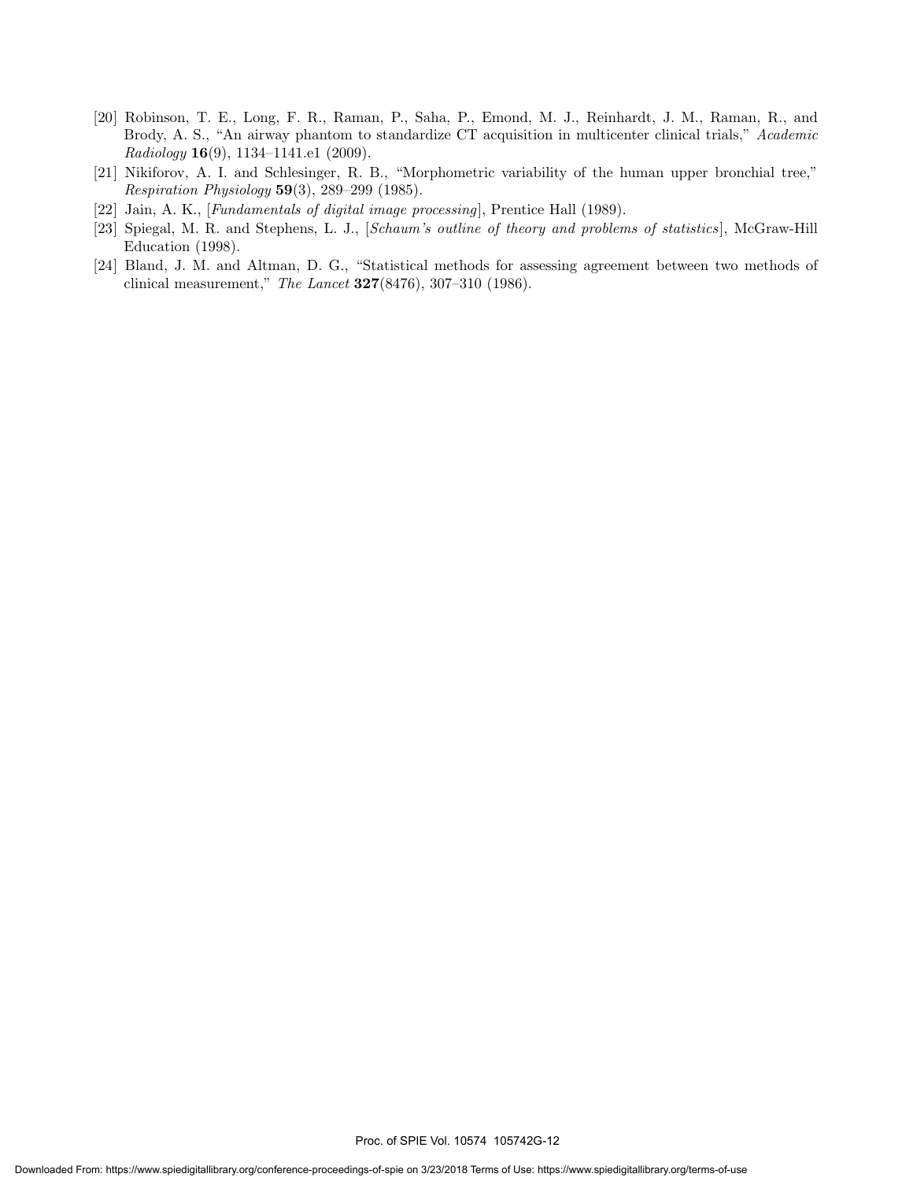[20] Robinson, T. E., Long, F. R., Raman, P., Saha, P., Emond, M. J., Reinhardt, J. M., Raman, R., and Brody, A. S., "An airway phantom to standardize CT acquisition in multicenter clinical trials," *Academic Radiology* **16**(9), 1134–1141.e1 (2009).

[21] Nikiforov, A. I. and Schlesinger, R. B., "Morphometric variability of the human upper bronchial tree," *Respiration Physiology* **59**(3), 289–299 (1985).

[22] Jain, A. K., [*Fundamentals of digital image processing*], Prentice Hall (1989).

[23] Spiegal, M. R. and Stephens, L. J., [*Schaum's outline of theory and problems of statistics*], McGraw-Hill Education (1998).

[24] Bland, J. M. and Altman, D. G., "Statistical methods for assessing agreement between two methods of clinical measurement," *The Lancet* **327**(8476), 307–310 (1986).